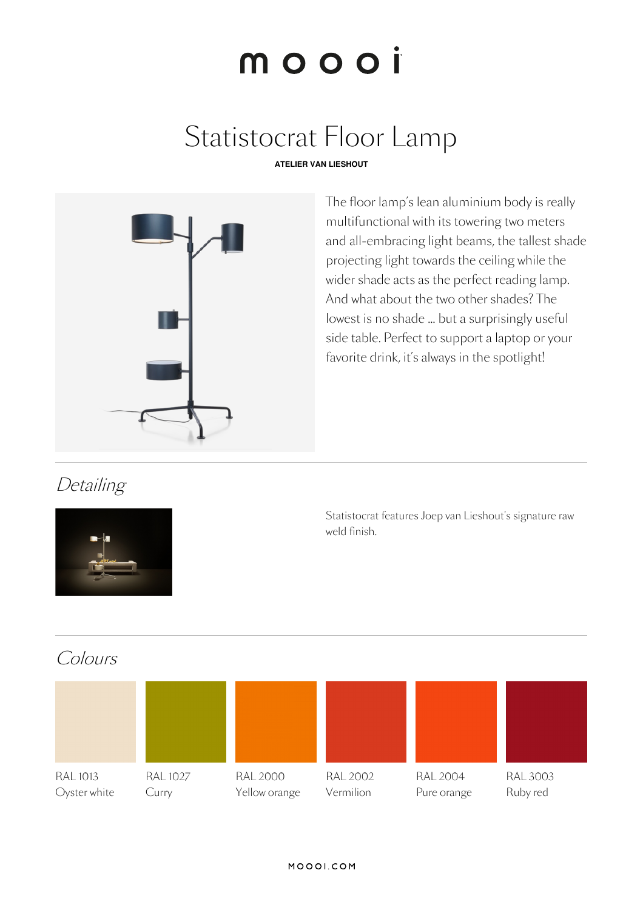# moooi

# Statistocrat Floor Lamp

**ATELIER VAN LIESHOUT**

The floor lamp's lean aluminium body is really multifunctional with its towering two meters and all-embracing light beams, the tallest shade projecting light towards the ceiling while the wider shade acts as the perfect reading lamp. And what about the two other shades? The lowest is no shade ... but a surprisingly useful side table. Perfect to support a laptop or your favorite drink, it's always in the spotlight!

## *Detailing*

Statistocrat features Joep van Lieshout's signature raw weld finish.

## *Colours*

| RAL 1013 | RAL 1027 | RAL 2000 | RAL 2002 | RAL 2004 | RAL 3003 |
|---|---|---|---|---|---|
| Oyster white | Curry | Yellow orange | Vermilion | Pure orange | Ruby red |

MOOOI.COM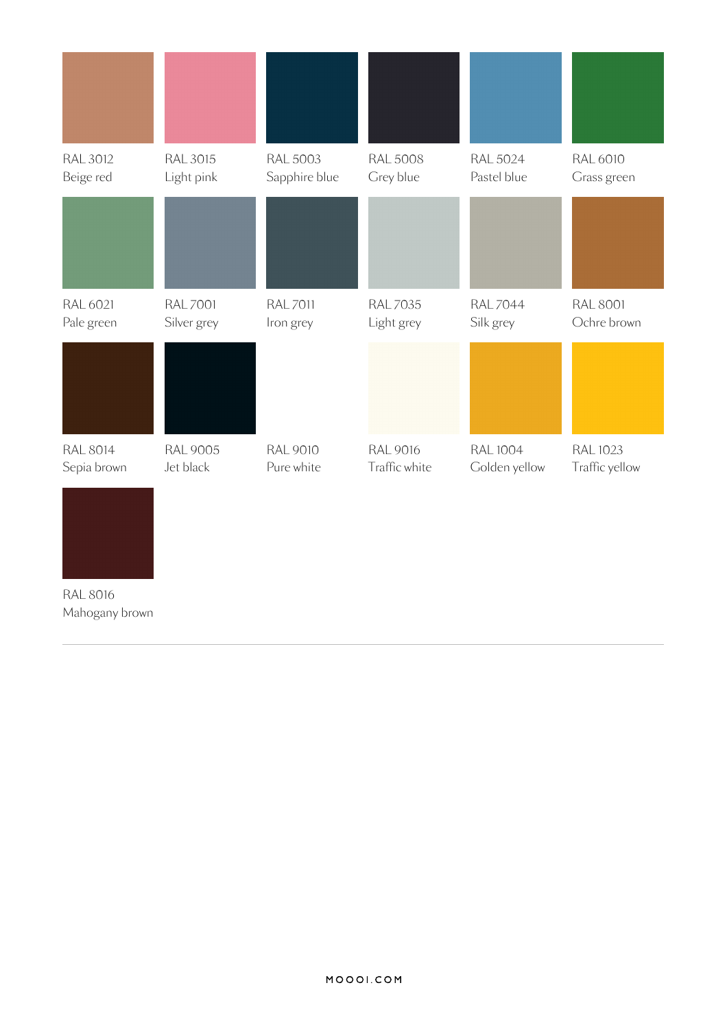RAL 3012
Beige red

RAL 3015
Light pink

RAL 5003
Sapphire blue

RAL 5008
Grey blue

RAL 5024
Pastel blue

RAL 6010
Grass green

RAL 6021
Pale green

RAL 7001
Silver grey

RAL 7011
Iron grey

RAL 7035
Light grey

RAL 7044
Silk grey

RAL 8001
Ochre brown

RAL 8014
Sepia brown

RAL 9005
Jet black

RAL 9010
Pure white

RAL 9016
Traffic white

RAL 1004
Golden yellow

RAL 1023
Traffic yellow

RAL 8016
Mahogany brown

MOOOI.COM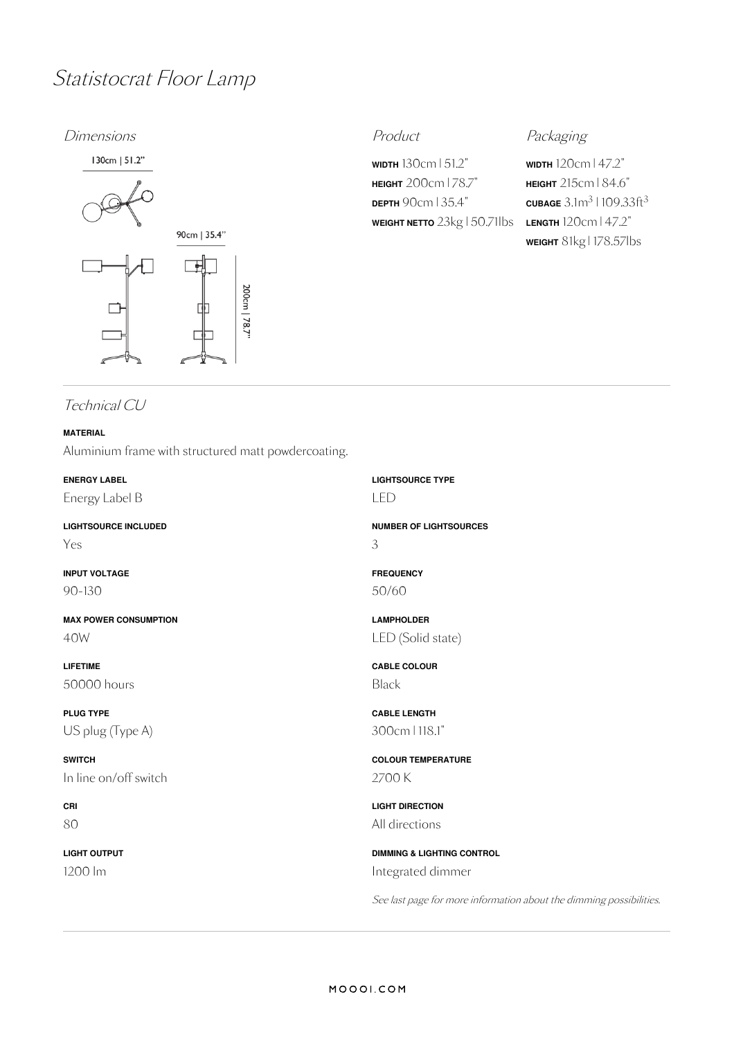# Statistocrat Floor Lamp

## Dimensions

130cm | 51.2"

90cm | 35.4"

200cm | 78.7"

## Product

**WIDTH** 130cm | 51.2"
**HEIGHT** 200cm | 78.7"
**DEPTH** 90cm | 35.4"
**WEIGHT NETTO** 23kg | 50.71lbs

## Packaging

**WIDTH** 120cm | 47.2"
**HEIGHT** 215cm | 84.6"
**CUBAGE** $3.1m^3$ | $109.33ft^3$
**LENGTH** 120cm | 47.2"
**WEIGHT** 81kg | 178.57lbs

## Technical CU

**MATERIAL**
Aluminium frame with structured matt powdercoating.

**ENERGY LABEL**
Energy Label B

**LIGHTSOURCE TYPE**
LED

**LIGHTSOURCE INCLUDED**
Yes

**NUMBER OF LIGHTSOURCES**
3

**INPUT VOLTAGE**
90-130

**FREQUENCY**
50/60

**MAX POWER CONSUMPTION**
40W

**LAMPHOLDER**
LED (Solid state)

**LIFETIME**
50000 hours

**CABLE COLOUR**
Black

**PLUG TYPE**
US plug (Type A)

**CABLE LENGTH**
300cm | 118.1"

**SWITCH**
In line on/off switch

**COLOUR TEMPERATURE**
2700 K

**CRI**
80

**LIGHT DIRECTION**
All directions

**LIGHT OUTPUT**
1200 lm

**DIMMING & LIGHTING CONTROL**
Integrated dimmer

*See last page for more information about the dimming possibilities.*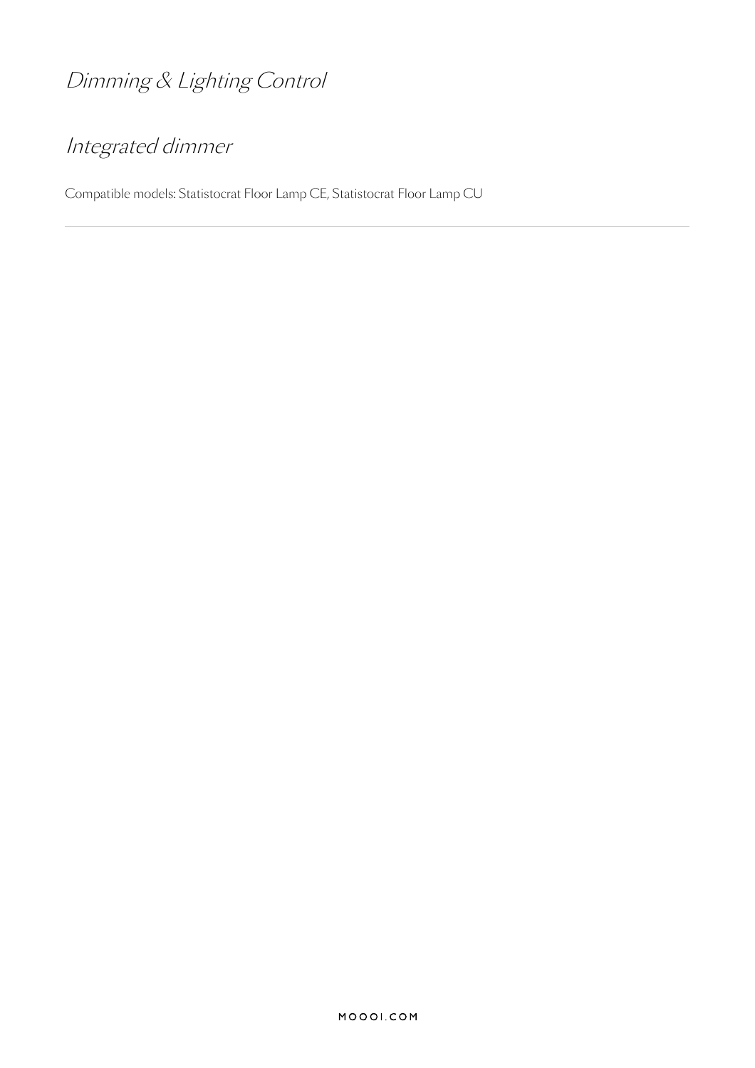# *Dimming & Lighting Control*

## *Integrated dimmer*

Compatible models: Statistocrat Floor Lamp CE, Statistocrat Floor Lamp CU

---